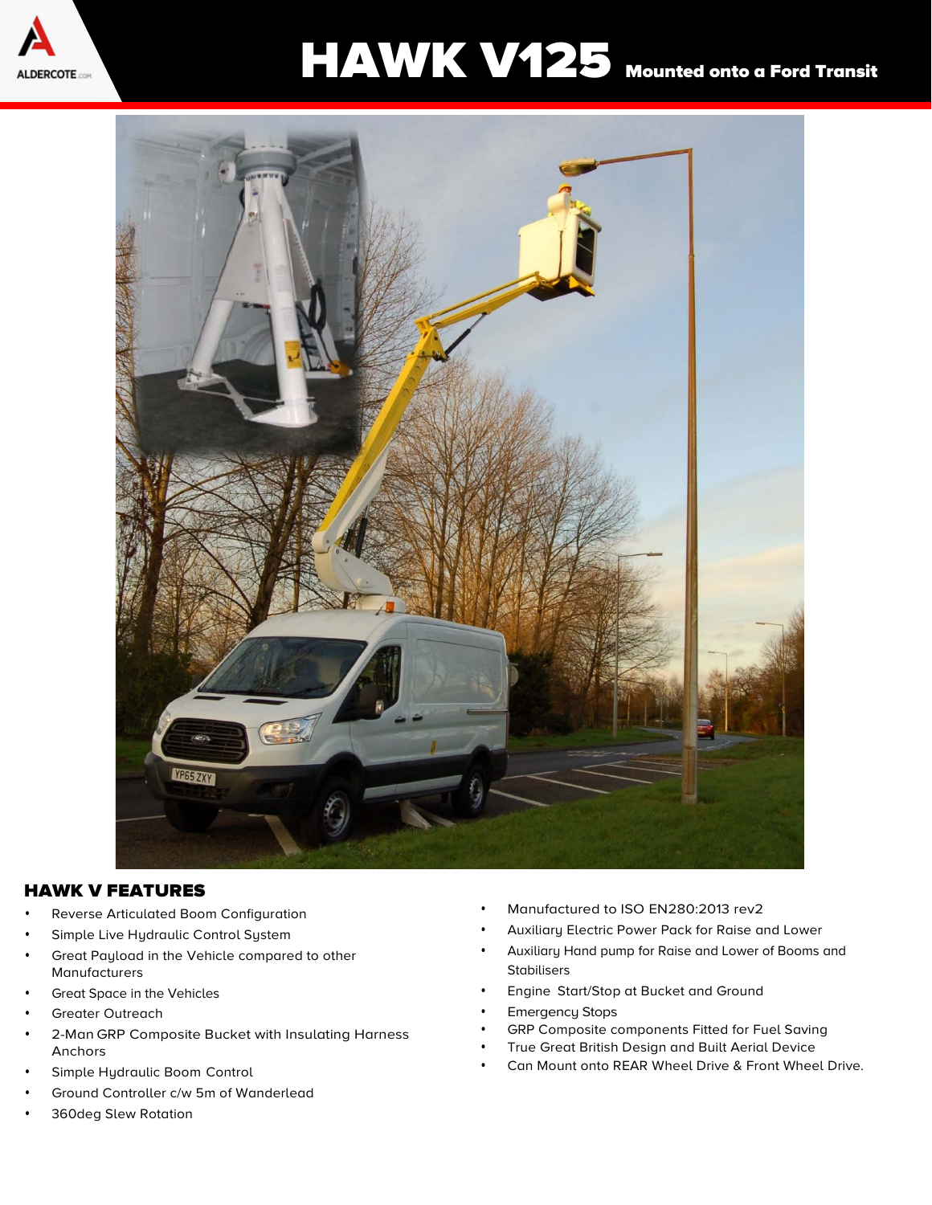# HAWK V125 Mounted onto a Ford Transit

## HAWK V FEATURES

- Reverse Articulated Boom Configuration
- Simple Live Hydraulic Control System
- Great Payload in the Vehicle compared to other Manufacturers
- Great Space in the Vehicles
- Greater Outreach
- 2-Man GRP Composite Bucket with Insulating Harness Anchors
- Simple Hydraulic Boom Control
- Ground Controller c/w 5m of Wanderlead
- 360deg Slew Rotation
- Manufactured to ISO EN280:2013 rev2
- Auxiliary Electric Power Pack for Raise and Lower
- Auxiliary Hand pump for Raise and Lower of Booms and Stabilisers
- Engine Start/Stop at Bucket and Ground
- Emergency Stops
- GRP Composite components Fitted for Fuel Saving
- True Great British Design and Built Aerial Device
- Can Mount onto REAR Wheel Drive & Front Wheel Drive.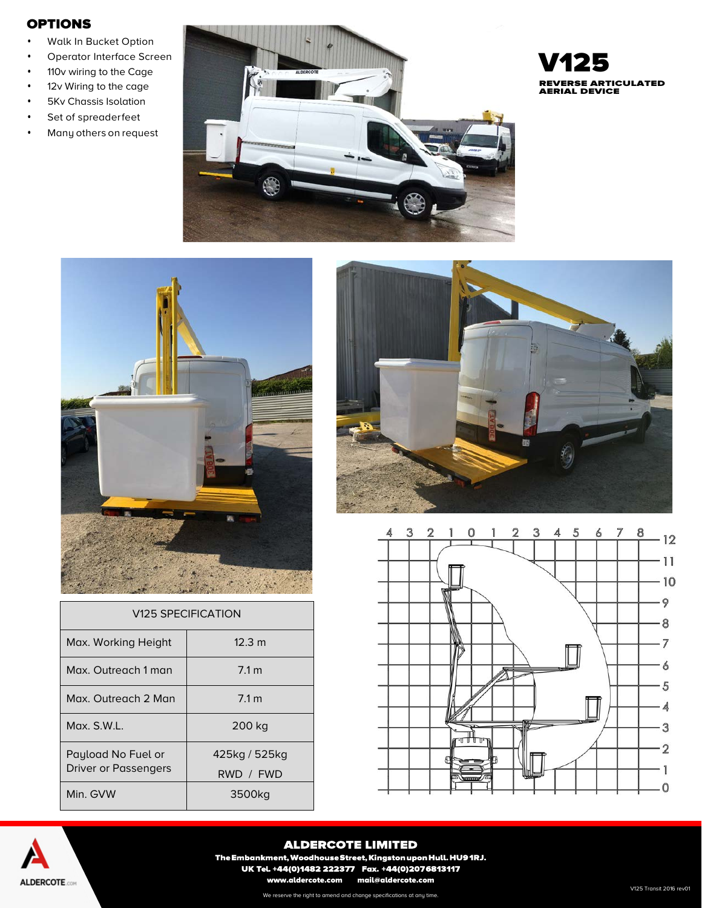## OPTIONS

- Walk In Bucket Option
- Operator Interface Screen
- 110v wiring to the Cage
- 12v Wiring to the cage
- 5Kv Chassis Isolation
- Set of spreaderfeet
- Many others on request

# V125

**REVERSE ARTICULATED AERIAL DEVICE**

| V125 SPECIFICATION | |
|---|---|
| Max. Working Height | 12.3 m |
| Max. Outreach 1 man | 7.1 m |
| Max. Outreach 2 Man | 7.1 m |
| Max. S.W.L. | 200 kg |
| Payload No Fuel or Driver or Passengers | 425kg / 525kg RWD / FWD |
| Min. GVW | 3500kg |

4 3 2 1 0 1 2 3 4 5 6 7 8

12 11 10 9 8 7 6 5 4 3 2 1 0

**ALDERCOTE LIMITED**

**The Embankment, Woodhouse Street, Kingston upon Hull. HU9 1RJ.**

**UK Tel. +44(0)1482 222377 Fax. +44(0)2076813117**

**www.aldercote.com mail@aldercote.com**

We reserve the right to amend and change specifications at any time.

V125 Transit 2016 rev01